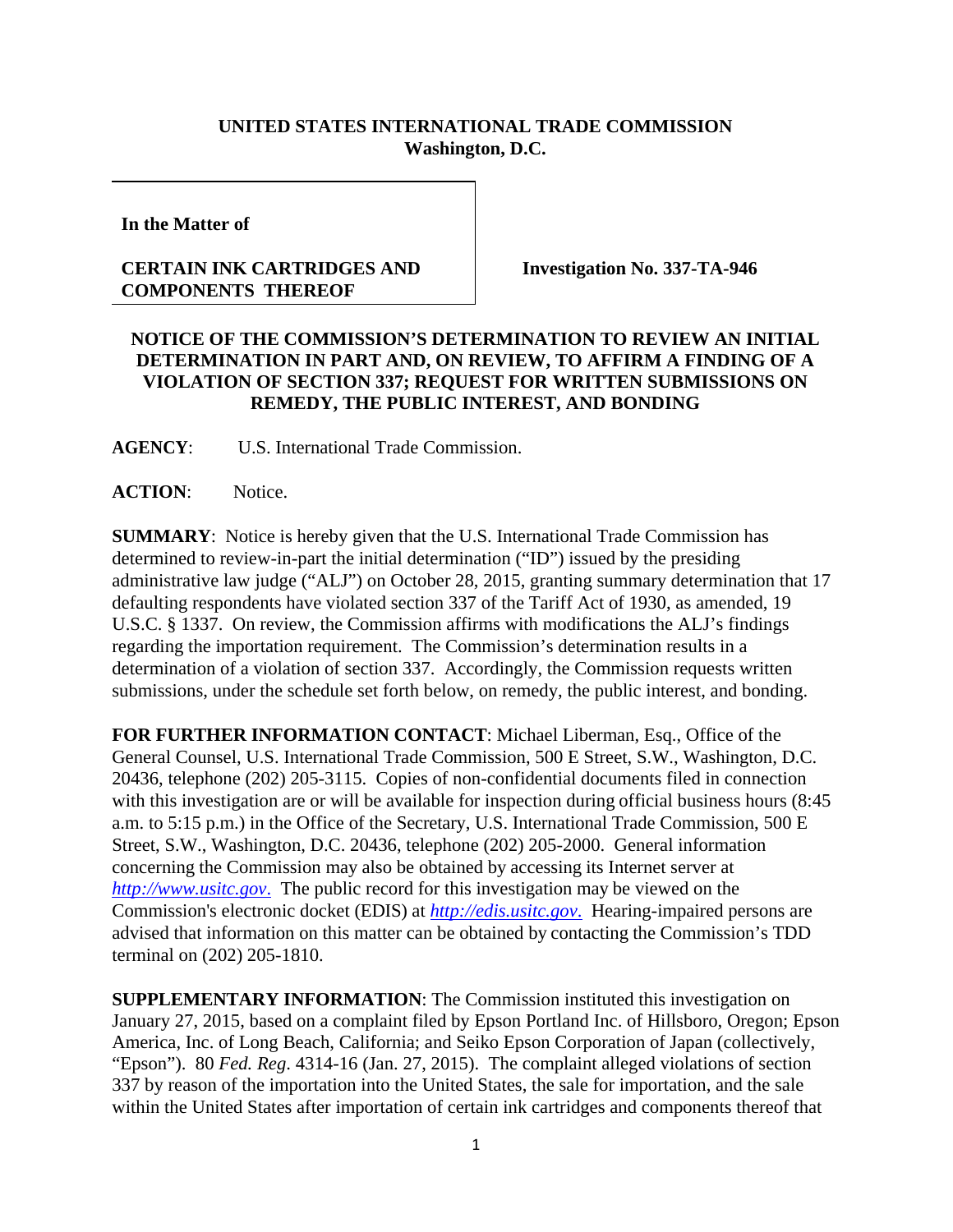**UNITED STATES INTERNATIONAL TRADE COMMISSION**
**Washington, D.C.**

**In the Matter of**

**CERTAIN INK CARTRIDGES AND COMPONENTS THEREOF**

**Investigation No. 337-TA-946**

**NOTICE OF THE COMMISSION'S DETERMINATION TO REVIEW AN INITIAL DETERMINATION IN PART AND, ON REVIEW, TO AFFIRM A FINDING OF A VIOLATION OF SECTION 337; REQUEST FOR WRITTEN SUBMISSIONS ON REMEDY, THE PUBLIC INTEREST, AND BONDING**

**AGENCY**: U.S. International Trade Commission.

**ACTION**: Notice.

**SUMMARY**: Notice is hereby given that the U.S. International Trade Commission has determined to review-in-part the initial determination ("ID") issued by the presiding administrative law judge ("ALJ") on October 28, 2015, granting summary determination that 17 defaulting respondents have violated section 337 of the Tariff Act of 1930, as amended, 19 U.S.C. § 1337. On review, the Commission affirms with modifications the ALJ's findings regarding the importation requirement. The Commission's determination results in a determination of a violation of section 337. Accordingly, the Commission requests written submissions, under the schedule set forth below, on remedy, the public interest, and bonding.

**FOR FURTHER INFORMATION CONTACT**: Michael Liberman, Esq., Office of the General Counsel, U.S. International Trade Commission, 500 E Street, S.W., Washington, D.C. 20436, telephone (202) 205-3115. Copies of non-confidential documents filed in connection with this investigation are or will be available for inspection during official business hours (8:45 a.m. to 5:15 p.m.) in the Office of the Secretary, U.S. International Trade Commission, 500 E Street, S.W., Washington, D.C. 20436, telephone (202) 205-2000. General information concerning the Commission may also be obtained by accessing its Internet server at *http://www.usitc.gov*. The public record for this investigation may be viewed on the Commission's electronic docket (EDIS) at *http://edis.usitc.gov*. Hearing-impaired persons are advised that information on this matter can be obtained by contacting the Commission's TDD terminal on (202) 205-1810.

**SUPPLEMENTARY INFORMATION**: The Commission instituted this investigation on January 27, 2015, based on a complaint filed by Epson Portland Inc. of Hillsboro, Oregon; Epson America, Inc. of Long Beach, California; and Seiko Epson Corporation of Japan (collectively, "Epson"). 80 *Fed. Reg.* 4314-16 (Jan. 27, 2015). The complaint alleged violations of section 337 by reason of the importation into the United States, the sale for importation, and the sale within the United States after importation of certain ink cartridges and components thereof that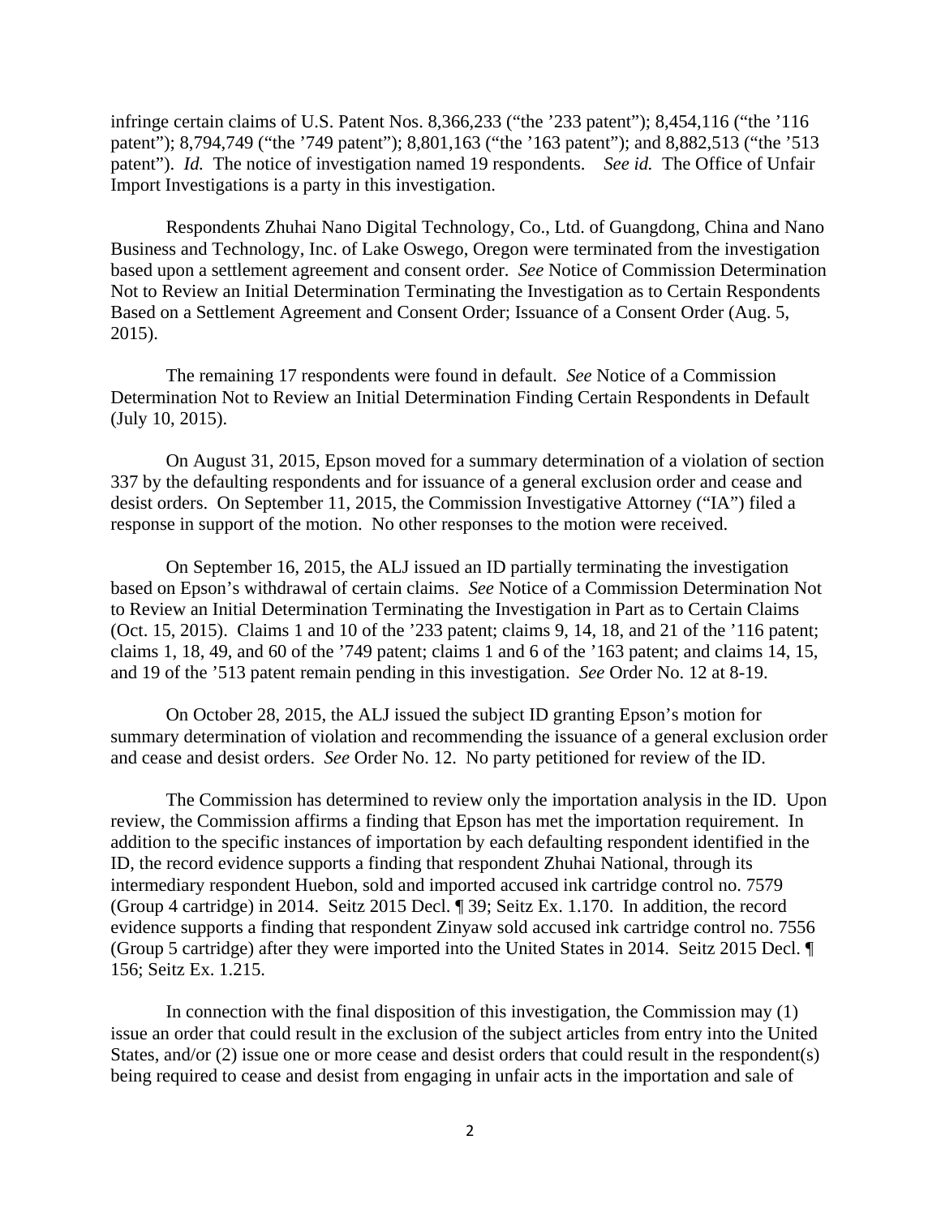infringe certain claims of U.S. Patent Nos. 8,366,233 ("the '233 patent"); 8,454,116 ("the '116 patent"); 8,794,749 ("the '749 patent"); 8,801,163 ("the '163 patent"); and 8,882,513 ("the '513 patent"). *Id.* The notice of investigation named 19 respondents. *See id.* The Office of Unfair Import Investigations is a party in this investigation.

Respondents Zhuhai Nano Digital Technology, Co., Ltd. of Guangdong, China and Nano Business and Technology, Inc. of Lake Oswego, Oregon were terminated from the investigation based upon a settlement agreement and consent order. *See* Notice of Commission Determination Not to Review an Initial Determination Terminating the Investigation as to Certain Respondents Based on a Settlement Agreement and Consent Order; Issuance of a Consent Order (Aug. 5, 2015).

The remaining 17 respondents were found in default. *See* Notice of a Commission Determination Not to Review an Initial Determination Finding Certain Respondents in Default (July 10, 2015).

On August 31, 2015, Epson moved for a summary determination of a violation of section 337 by the defaulting respondents and for issuance of a general exclusion order and cease and desist orders. On September 11, 2015, the Commission Investigative Attorney ("IA") filed a response in support of the motion. No other responses to the motion were received.

On September 16, 2015, the ALJ issued an ID partially terminating the investigation based on Epson's withdrawal of certain claims. *See* Notice of a Commission Determination Not to Review an Initial Determination Terminating the Investigation in Part as to Certain Claims (Oct. 15, 2015). Claims 1 and 10 of the '233 patent; claims 9, 14, 18, and 21 of the '116 patent; claims 1, 18, 49, and 60 of the '749 patent; claims 1 and 6 of the '163 patent; and claims 14, 15, and 19 of the '513 patent remain pending in this investigation. *See* Order No. 12 at 8-19.

On October 28, 2015, the ALJ issued the subject ID granting Epson's motion for summary determination of violation and recommending the issuance of a general exclusion order and cease and desist orders. *See* Order No. 12. No party petitioned for review of the ID.

The Commission has determined to review only the importation analysis in the ID. Upon review, the Commission affirms a finding that Epson has met the importation requirement. In addition to the specific instances of importation by each defaulting respondent identified in the ID, the record evidence supports a finding that respondent Zhuhai National, through its intermediary respondent Huebon, sold and imported accused ink cartridge control no. 7579 (Group 4 cartridge) in 2014. Seitz 2015 Decl. ¶ 39; Seitz Ex. 1.170. In addition, the record evidence supports a finding that respondent Zinyaw sold accused ink cartridge control no. 7556 (Group 5 cartridge) after they were imported into the United States in 2014. Seitz 2015 Decl. ¶ 156; Seitz Ex. 1.215.

In connection with the final disposition of this investigation, the Commission may (1) issue an order that could result in the exclusion of the subject articles from entry into the United States, and/or (2) issue one or more cease and desist orders that could result in the respondent(s) being required to cease and desist from engaging in unfair acts in the importation and sale of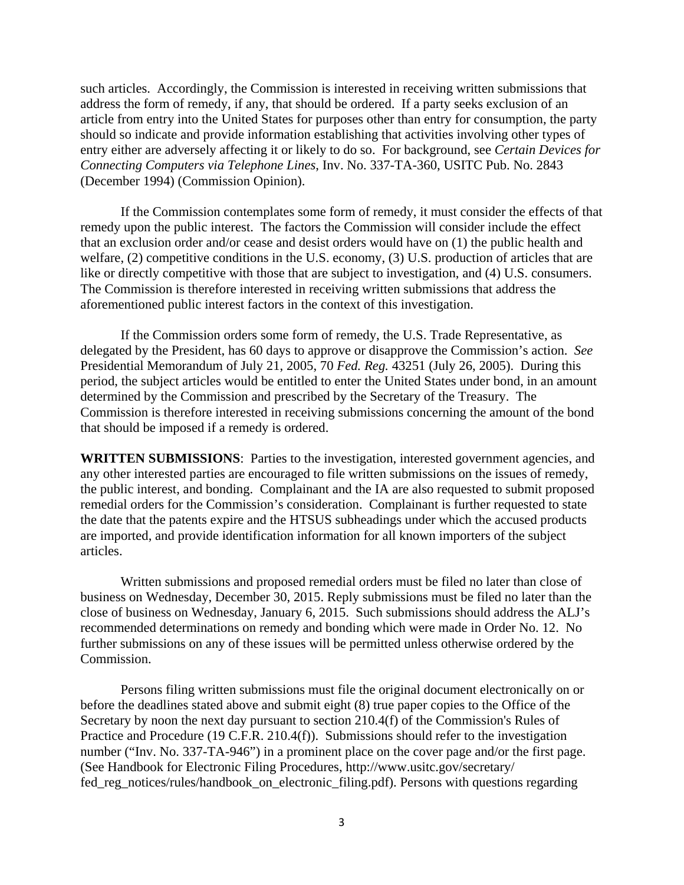such articles. Accordingly, the Commission is interested in receiving written submissions that address the form of remedy, if any, that should be ordered. If a party seeks exclusion of an article from entry into the United States for purposes other than entry for consumption, the party should so indicate and provide information establishing that activities involving other types of entry either are adversely affecting it or likely to do so. For background, see *Certain Devices for Connecting Computers via Telephone Lines*, Inv. No. 337-TA-360, USITC Pub. No. 2843 (December 1994) (Commission Opinion).

If the Commission contemplates some form of remedy, it must consider the effects of that remedy upon the public interest. The factors the Commission will consider include the effect that an exclusion order and/or cease and desist orders would have on (1) the public health and welfare, (2) competitive conditions in the U.S. economy, (3) U.S. production of articles that are like or directly competitive with those that are subject to investigation, and (4) U.S. consumers. The Commission is therefore interested in receiving written submissions that address the aforementioned public interest factors in the context of this investigation.

If the Commission orders some form of remedy, the U.S. Trade Representative, as delegated by the President, has 60 days to approve or disapprove the Commission's action. *See* Presidential Memorandum of July 21, 2005, 70 *Fed. Reg.* 43251 (July 26, 2005). During this period, the subject articles would be entitled to enter the United States under bond, in an amount determined by the Commission and prescribed by the Secretary of the Treasury. The Commission is therefore interested in receiving submissions concerning the amount of the bond that should be imposed if a remedy is ordered.

**WRITTEN SUBMISSIONS**: Parties to the investigation, interested government agencies, and any other interested parties are encouraged to file written submissions on the issues of remedy, the public interest, and bonding. Complainant and the IA are also requested to submit proposed remedial orders for the Commission's consideration. Complainant is further requested to state the date that the patents expire and the HTSUS subheadings under which the accused products are imported, and provide identification information for all known importers of the subject articles.

Written submissions and proposed remedial orders must be filed no later than close of business on Wednesday, December 30, 2015. Reply submissions must be filed no later than the close of business on Wednesday, January 6, 2015. Such submissions should address the ALJ's recommended determinations on remedy and bonding which were made in Order No. 12. No further submissions on any of these issues will be permitted unless otherwise ordered by the Commission.

Persons filing written submissions must file the original document electronically on or before the deadlines stated above and submit eight (8) true paper copies to the Office of the Secretary by noon the next day pursuant to section 210.4(f) of the Commission's Rules of Practice and Procedure (19 C.F.R. 210.4(f)). Submissions should refer to the investigation number ("Inv. No. 337-TA-946") in a prominent place on the cover page and/or the first page. (See Handbook for Electronic Filing Procedures, http://www.usitc.gov/secretary/fed_reg_notices/rules/handbook_on_electronic_filing.pdf). Persons with questions regarding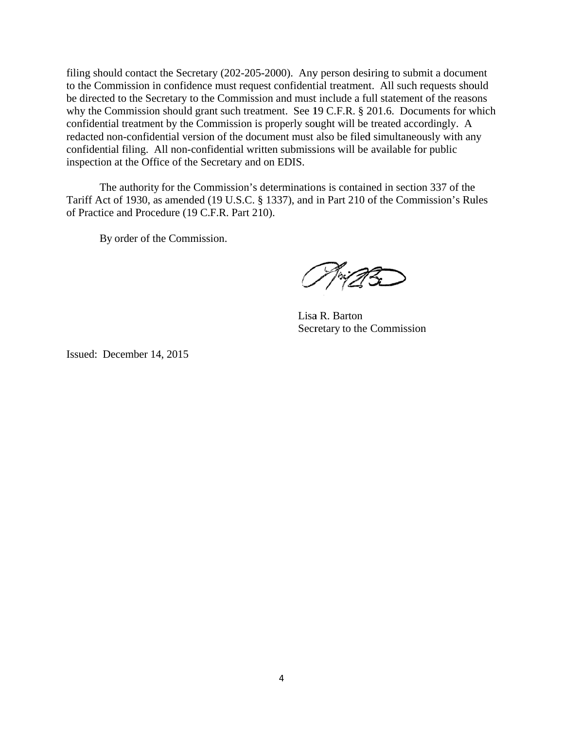filing should contact the Secretary (202-205-2000). Any person desiring to submit a document to the Commission in confidence must request confidential treatment. All such requests should be directed to the Secretary to the Commission and must include a full statement of the reasons why the Commission should grant such treatment. See 19 C.F.R. § 201.6. Documents for which confidential treatment by the Commission is properly sought will be treated accordingly. A redacted non-confidential version of the document must also be filed simultaneously with any confidential filing. All non-confidential written submissions will be available for public inspection at the Office of the Secretary and on EDIS.

The authority for the Commission's determinations is contained in section 337 of the Tariff Act of 1930, as amended (19 U.S.C. § 1337), and in Part 210 of the Commission's Rules of Practice and Procedure (19 C.F.R. Part 210).

By order of the Commission.

Lisa R. Barton
Secretary to the Commission

Issued: December 14, 2015